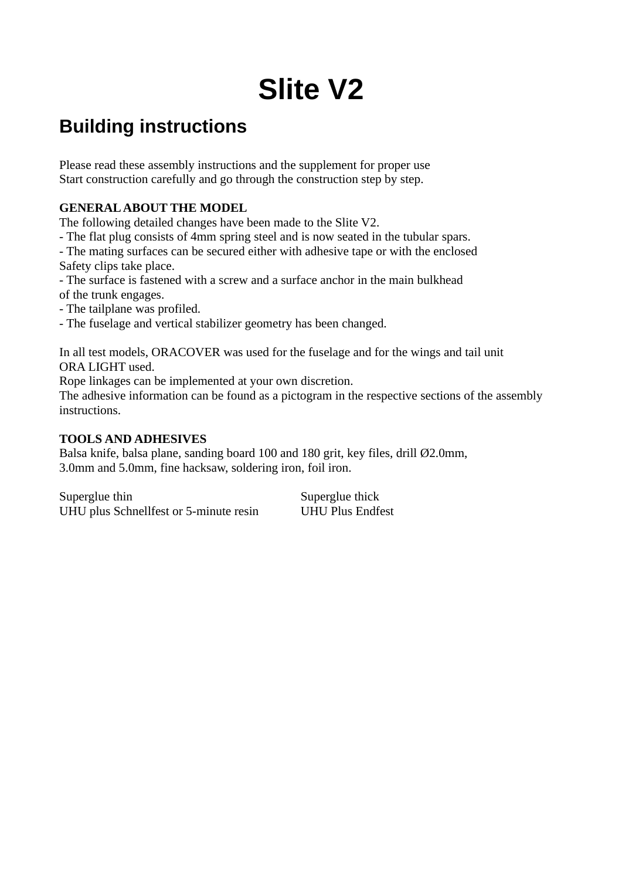# Slite V2

## Building instructions

Please read these assembly instructions and the supplement for proper use
Start construction carefully and go through the construction step by step.

**GENERAL ABOUT THE MODEL**
The following detailed changes have been made to the Slite V2.
- The flat plug consists of 4mm spring steel and is now seated in the tubular spars.
- The mating surfaces can be secured either with adhesive tape or with the enclosed Safety clips take place.
- The surface is fastened with a screw and a surface anchor in the main bulkhead of the trunk engages.
- The tailplane was profiled.
- The fuselage and vertical stabilizer geometry has been changed.

In all test models, ORACOVER was used for the fuselage and for the wings and tail unit ORA LIGHT used.
Rope linkages can be implemented at your own discretion.
The adhesive information can be found as a pictogram in the respective sections of the assembly instructions.

**TOOLS AND ADHESIVES**
Balsa knife, balsa plane, sanding board 100 and 180 grit, key files, drill Ø2.0mm, 3.0mm and 5.0mm, fine hacksaw, soldering iron, foil iron.

| | |
|---|---|
| Superglue thin | Superglue thick |
| UHU plus Schnellfest or 5-minute resin | UHU Plus Endfest |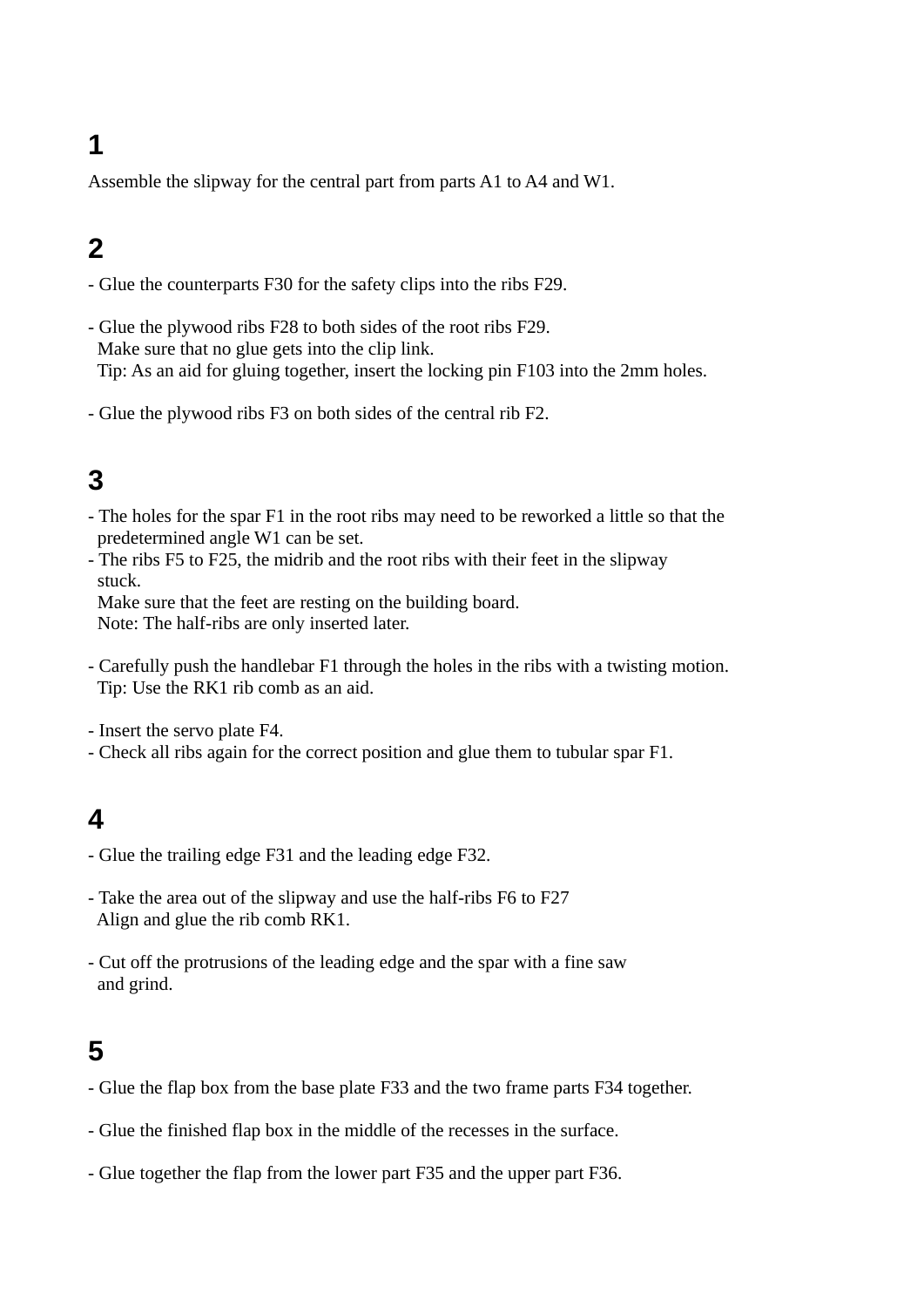## 1

Assemble the slipway for the central part from parts A1 to A4 and W1.

## 2

- Glue the counterparts F30 for the safety clips into the ribs F29.

- Glue the plywood ribs F28 to both sides of the root ribs F29.
  Make sure that no glue gets into the clip link.
  Tip: As an aid for gluing together, insert the locking pin F103 into the 2mm holes.

- Glue the plywood ribs F3 on both sides of the central rib F2.

## 3

- The holes for the spar F1 in the root ribs may need to be reworked a little so that the predetermined angle W1 can be set.
- The ribs F5 to F25, the midrib and the root ribs with their feet in the slipway stuck.
  Make sure that the feet are resting on the building board.
  Note: The half-ribs are only inserted later.

- Carefully push the handlebar F1 through the holes in the ribs with a twisting motion.
  Tip: Use the RK1 rib comb as an aid.

- Insert the servo plate F4.
- Check all ribs again for the correct position and glue them to tubular spar F1.

## 4

- Glue the trailing edge F31 and the leading edge F32.

- Take the area out of the slipway and use the half-ribs F6 to F27
  Align and glue the rib comb RK1.

- Cut off the protrusions of the leading edge and the spar with a fine saw
  and grind.

## 5

- Glue the flap box from the base plate F33 and the two frame parts F34 together.

- Glue the finished flap box in the middle of the recesses in the surface.

- Glue together the flap from the lower part F35 and the upper part F36.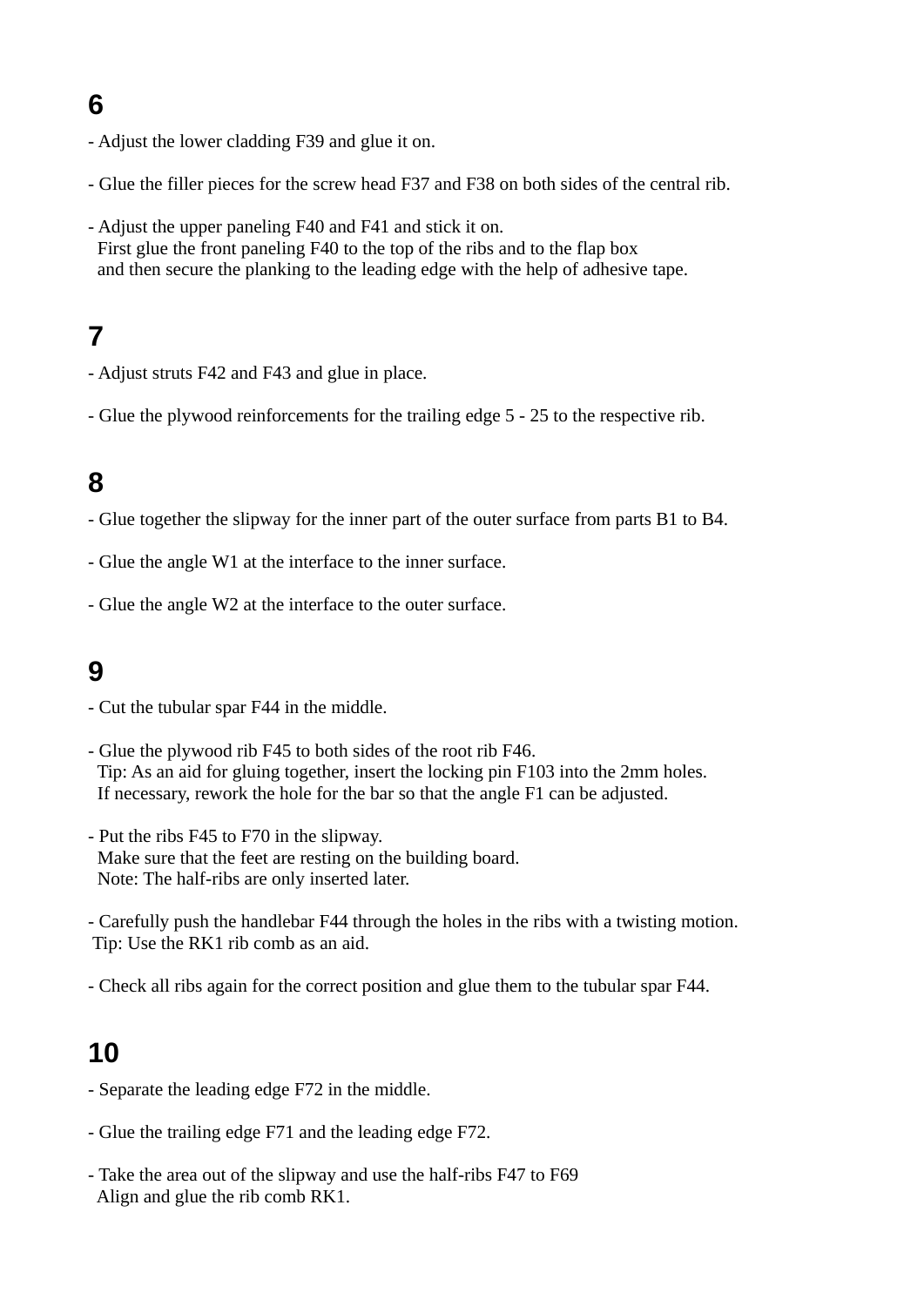## 6

- Adjust the lower cladding F39 and glue it on.

- Glue the filler pieces for the screw head F37 and F38 on both sides of the central rib.

- Adjust the upper paneling F40 and F41 and stick it on.
  First glue the front paneling F40 to the top of the ribs and to the flap box
  and then secure the planking to the leading edge with the help of adhesive tape.

## 7

- Adjust struts F42 and F43 and glue in place.

- Glue the plywood reinforcements for the trailing edge 5 - 25 to the respective rib.

## 8

- Glue together the slipway for the inner part of the outer surface from parts B1 to B4.

- Glue the angle W1 at the interface to the inner surface.

- Glue the angle W2 at the interface to the outer surface.

## 9

- Cut the tubular spar F44 in the middle.

- Glue the plywood rib F45 to both sides of the root rib F46.
  Tip: As an aid for gluing together, insert the locking pin F103 into the 2mm holes.
  If necessary, rework the hole for the bar so that the angle F1 can be adjusted.

- Put the ribs F45 to F70 in the slipway.
  Make sure that the feet are resting on the building board.
  Note: The half-ribs are only inserted later.

- Carefully push the handlebar F44 through the holes in the ribs with a twisting motion.
  Tip: Use the RK1 rib comb as an aid.

- Check all ribs again for the correct position and glue them to the tubular spar F44.

## 10

- Separate the leading edge F72 in the middle.

- Glue the trailing edge F71 and the leading edge F72.

- Take the area out of the slipway and use the half-ribs F47 to F69
  Align and glue the rib comb RK1.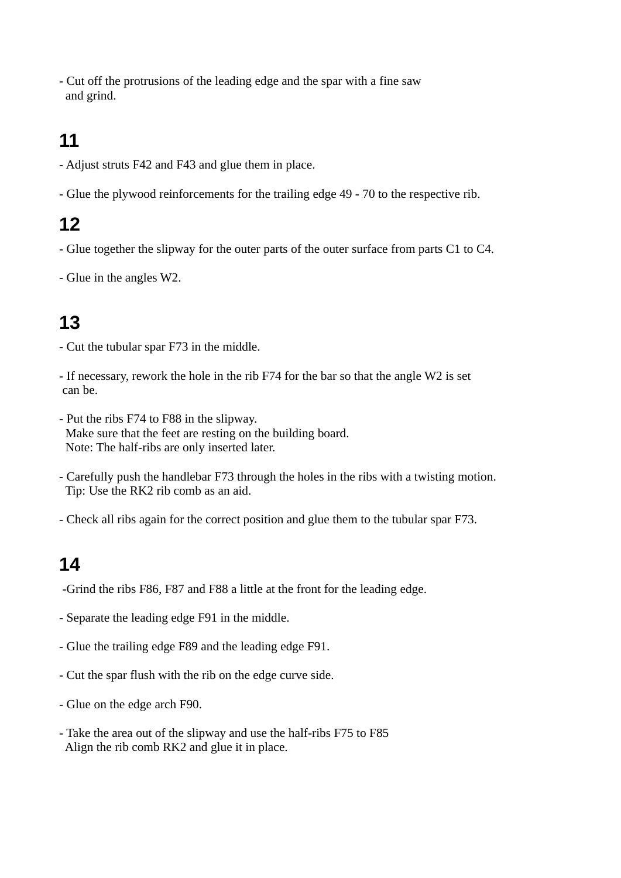- Cut off the protrusions of the leading edge and the spar with a fine saw and grind.

## 11

- Adjust struts F42 and F43 and glue them in place.

- Glue the plywood reinforcements for the trailing edge 49 - 70 to the respective rib.

## 12

- Glue together the slipway for the outer parts of the outer surface from parts C1 to C4.

- Glue in the angles W2.

## 13

- Cut the tubular spar F73 in the middle.

- If necessary, rework the hole in the rib F74 for the bar so that the angle W2 is set can be.

- Put the ribs F74 to F88 in the slipway.
  Make sure that the feet are resting on the building board.
  Note: The half-ribs are only inserted later.

- Carefully push the handlebar F73 through the holes in the ribs with a twisting motion.
  Tip: Use the RK2 rib comb as an aid.

- Check all ribs again for the correct position and glue them to the tubular spar F73.

## 14

-Grind the ribs F86, F87 and F88 a little at the front for the leading edge.

- Separate the leading edge F91 in the middle.

- Glue the trailing edge F89 and the leading edge F91.

- Cut the spar flush with the rib on the edge curve side.

- Glue on the edge arch F90.

- Take the area out of the slipway and use the half-ribs F75 to F85
  Align the rib comb RK2 and glue it in place.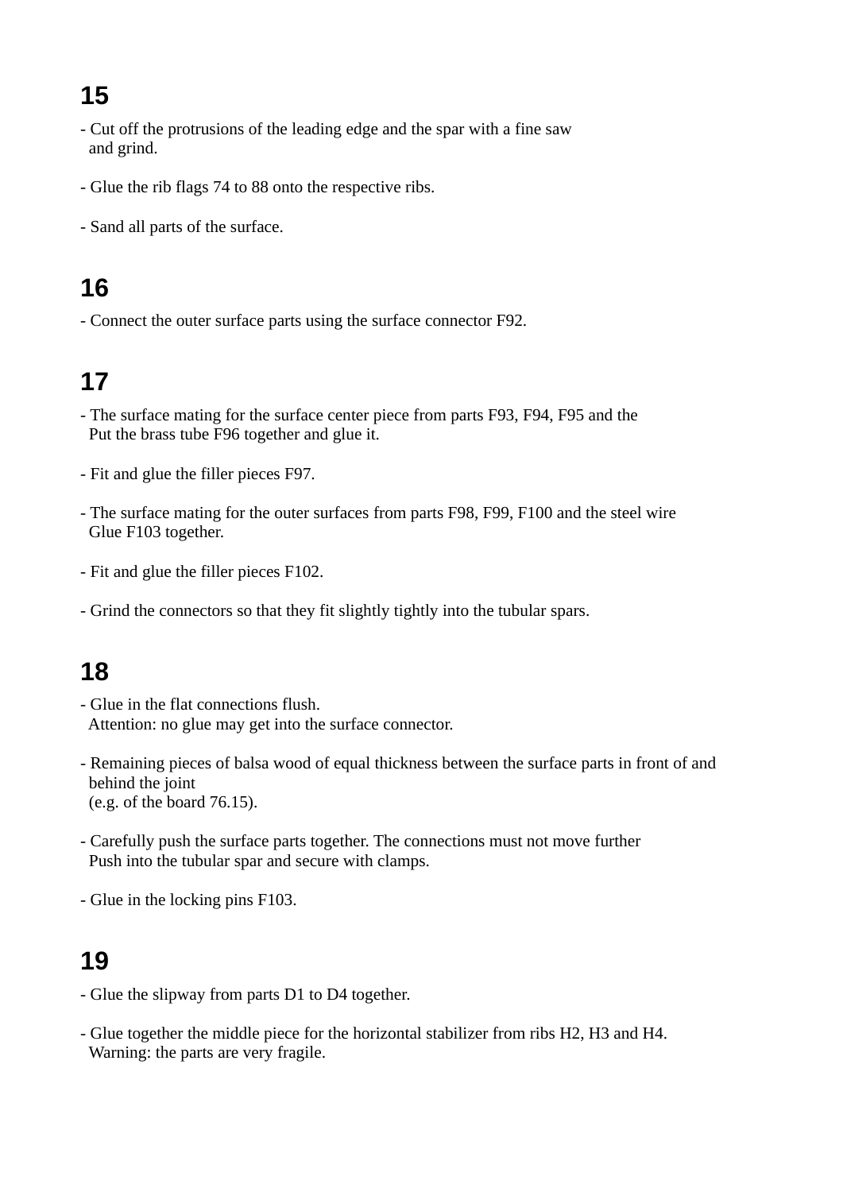## 15

- Cut off the protrusions of the leading edge and the spar with a fine saw and grind.

- Glue the rib flags 74 to 88 onto the respective ribs.

- Sand all parts of the surface.

## 16

- Connect the outer surface parts using the surface connector F92.

## 17

- The surface mating for the surface center piece from parts F93, F94, F95 and the Put the brass tube F96 together and glue it.

- Fit and glue the filler pieces F97.

- The surface mating for the outer surfaces from parts F98, F99, F100 and the steel wire Glue F103 together.

- Fit and glue the filler pieces F102.

- Grind the connectors so that they fit slightly tightly into the tubular spars.

## 18

- Glue in the flat connections flush.
  Attention: no glue may get into the surface connector.

- Remaining pieces of balsa wood of equal thickness between the surface parts in front of and behind the joint
  (e.g. of the board 76.15).

- Carefully push the surface parts together. The connections must not move further Push into the tubular spar and secure with clamps.

- Glue in the locking pins F103.

## 19

- Glue the slipway from parts D1 to D4 together.

- Glue together the middle piece for the horizontal stabilizer from ribs H2, H3 and H4.
  Warning: the parts are very fragile.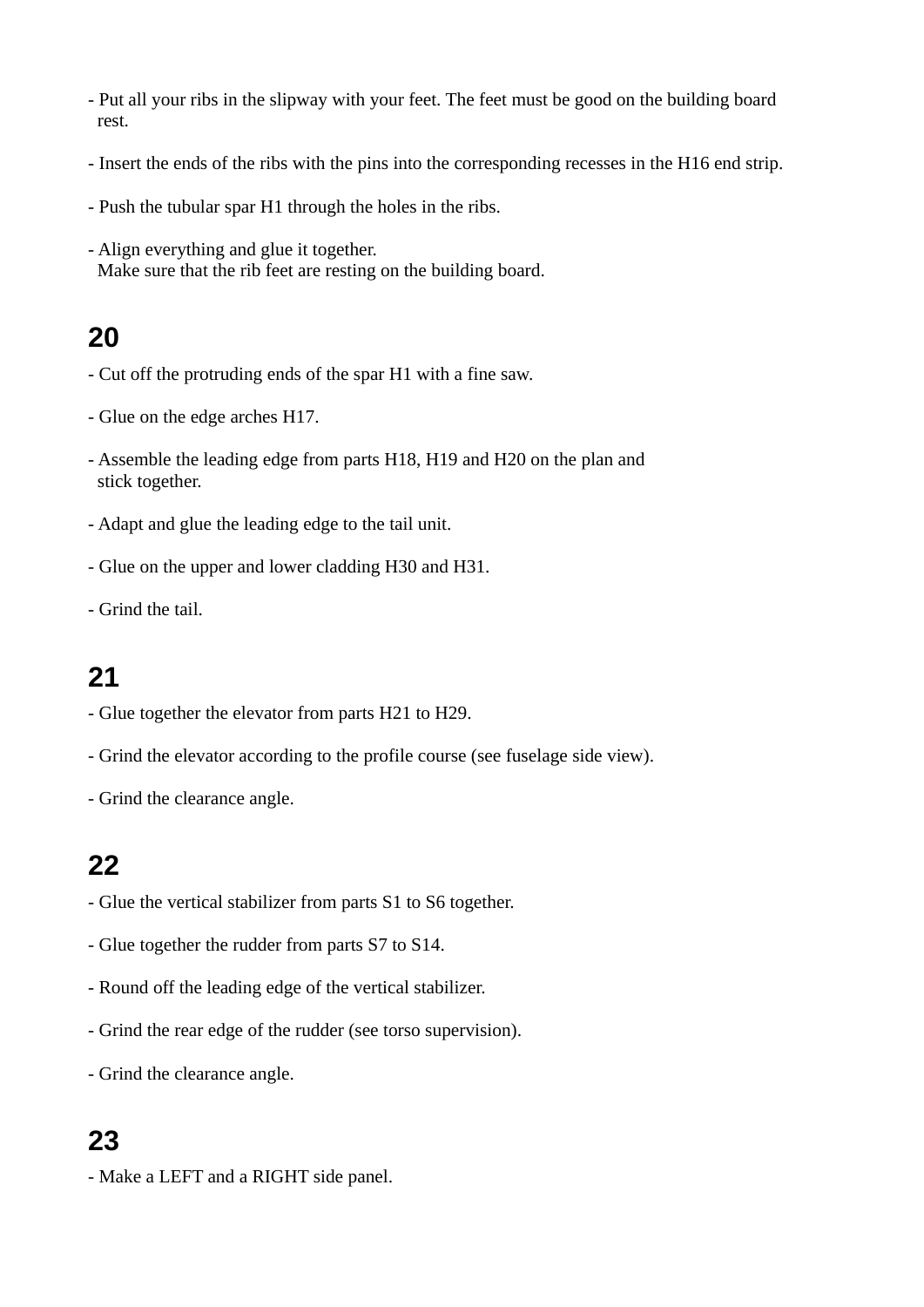- Put all your ribs in the slipway with your feet. The feet must be good on the building board rest.

- Insert the ends of the ribs with the pins into the corresponding recesses in the H16 end strip.

- Push the tubular spar H1 through the holes in the ribs.

- Align everything and glue it together.
  Make sure that the rib feet are resting on the building board.

## 20

- Cut off the protruding ends of the spar H1 with a fine saw.

- Glue on the edge arches H17.

- Assemble the leading edge from parts H18, H19 and H20 on the plan and stick together.

- Adapt and glue the leading edge to the tail unit.

- Glue on the upper and lower cladding H30 and H31.

- Grind the tail.

## 21

- Glue together the elevator from parts H21 to H29.

- Grind the elevator according to the profile course (see fuselage side view).

- Grind the clearance angle.

## 22

- Glue the vertical stabilizer from parts S1 to S6 together.

- Glue together the rudder from parts S7 to S14.

- Round off the leading edge of the vertical stabilizer.

- Grind the rear edge of the rudder (see torso supervision).

- Grind the clearance angle.

## 23

- Make a LEFT and a RIGHT side panel.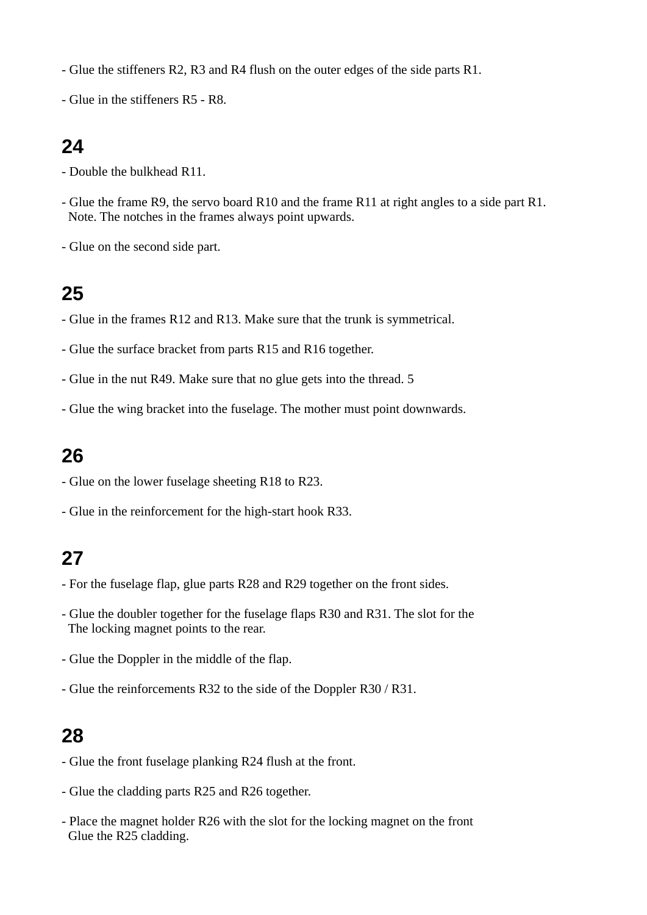- Glue the stiffeners R2, R3 and R4 flush on the outer edges of the side parts R1.

- Glue in the stiffeners R5 - R8.

## 24

- Double the bulkhead R11.

- Glue the frame R9, the servo board R10 and the frame R11 at right angles to a side part R1.
  Note. The notches in the frames always point upwards.

- Glue on the second side part.

## 25

- Glue in the frames R12 and R13. Make sure that the trunk is symmetrical.

- Glue the surface bracket from parts R15 and R16 together.

- Glue in the nut R49. Make sure that no glue gets into the thread. 5

- Glue the wing bracket into the fuselage. The mother must point downwards.

## 26

- Glue on the lower fuselage sheeting R18 to R23.

- Glue in the reinforcement for the high-start hook R33.

## 27

- For the fuselage flap, glue parts R28 and R29 together on the front sides.

- Glue the doubler together for the fuselage flaps R30 and R31. The slot for the
  The locking magnet points to the rear.

- Glue the Doppler in the middle of the flap.

- Glue the reinforcements R32 to the side of the Doppler R30 / R31.

## 28

- Glue the front fuselage planking R24 flush at the front.

- Glue the cladding parts R25 and R26 together.

- Place the magnet holder R26 with the slot for the locking magnet on the front
  Glue the R25 cladding.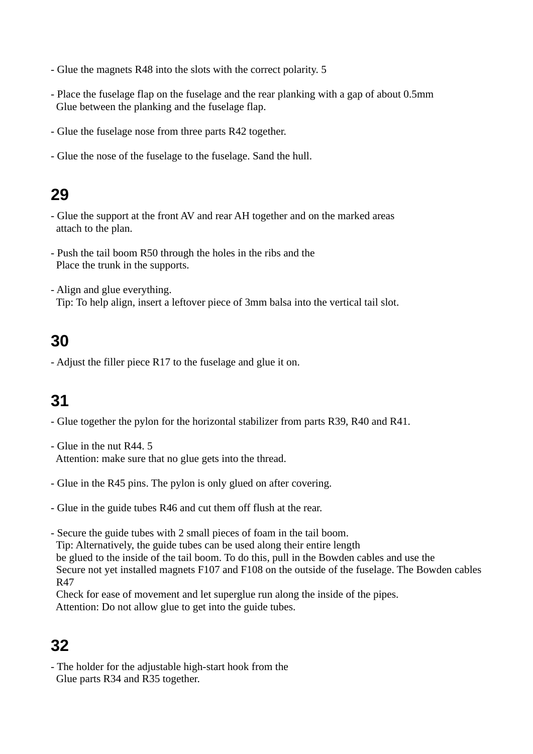- Glue the magnets R48 into the slots with the correct polarity. 5

- Place the fuselage flap on the fuselage and the rear planking with a gap of about 0.5mm
  Glue between the planking and the fuselage flap.

- Glue the fuselage nose from three parts R42 together.

- Glue the nose of the fuselage to the fuselage. Sand the hull.

## 29

- Glue the support at the front AV and rear AH together and on the marked areas
  attach to the plan.

- Push the tail boom R50 through the holes in the ribs and the
  Place the trunk in the supports.

- Align and glue everything.
  Tip: To help align, insert a leftover piece of 3mm balsa into the vertical tail slot.

## 30

- Adjust the filler piece R17 to the fuselage and glue it on.

## 31

- Glue together the pylon for the horizontal stabilizer from parts R39, R40 and R41.

- Glue in the nut R44. 5
  Attention: make sure that no glue gets into the thread.

- Glue in the R45 pins. The pylon is only glued on after covering.

- Glue in the guide tubes R46 and cut them off flush at the rear.

- Secure the guide tubes with 2 small pieces of foam in the tail boom.
  Tip: Alternatively, the guide tubes can be used along their entire length
  be glued to the inside of the tail boom. To do this, pull in the Bowden cables and use the
  Secure not yet installed magnets F107 and F108 on the outside of the fuselage. The Bowden cables R47
  Check for ease of movement and let superglue run along the inside of the pipes.
  Attention: Do not allow glue to get into the guide tubes.

## 32

- The holder for the adjustable high-start hook from the
  Glue parts R34 and R35 together.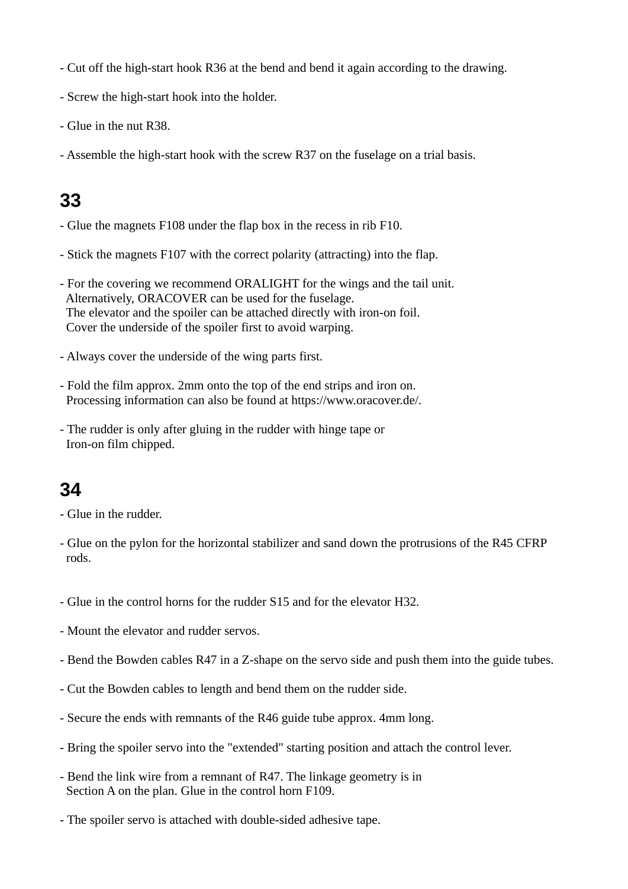- Cut off the high-start hook R36 at the bend and bend it again according to the drawing.

- Screw the high-start hook into the holder.

- Glue in the nut R38.

- Assemble the high-start hook with the screw R37 on the fuselage on a trial basis.

## 33

- Glue the magnets F108 under the flap box in the recess in rib F10.

- Stick the magnets F107 with the correct polarity (attracting) into the flap.

- For the covering we recommend ORALIGHT for the wings and the tail unit.
  Alternatively, ORACOVER can be used for the fuselage.
  The elevator and the spoiler can be attached directly with iron-on foil.
  Cover the underside of the spoiler first to avoid warping.

- Always cover the underside of the wing parts first.

- Fold the film approx. 2mm onto the top of the end strips and iron on.
  Processing information can also be found at https://www.oracover.de/.

- The rudder is only after gluing in the rudder with hinge tape or
  Iron-on film chipped.

## 34

- Glue in the rudder.

- Glue on the pylon for the horizontal stabilizer and sand down the protrusions of the R45 CFRP rods.

- Glue in the control horns for the rudder S15 and for the elevator H32.

- Mount the elevator and rudder servos.

- Bend the Bowden cables R47 in a Z-shape on the servo side and push them into the guide tubes.

- Cut the Bowden cables to length and bend them on the rudder side.

- Secure the ends with remnants of the R46 guide tube approx. 4mm long.

- Bring the spoiler servo into the "extended" starting position and attach the control lever.

- Bend the link wire from a remnant of R47. The linkage geometry is in
  Section A on the plan. Glue in the control horn F109.

- The spoiler servo is attached with double-sided adhesive tape.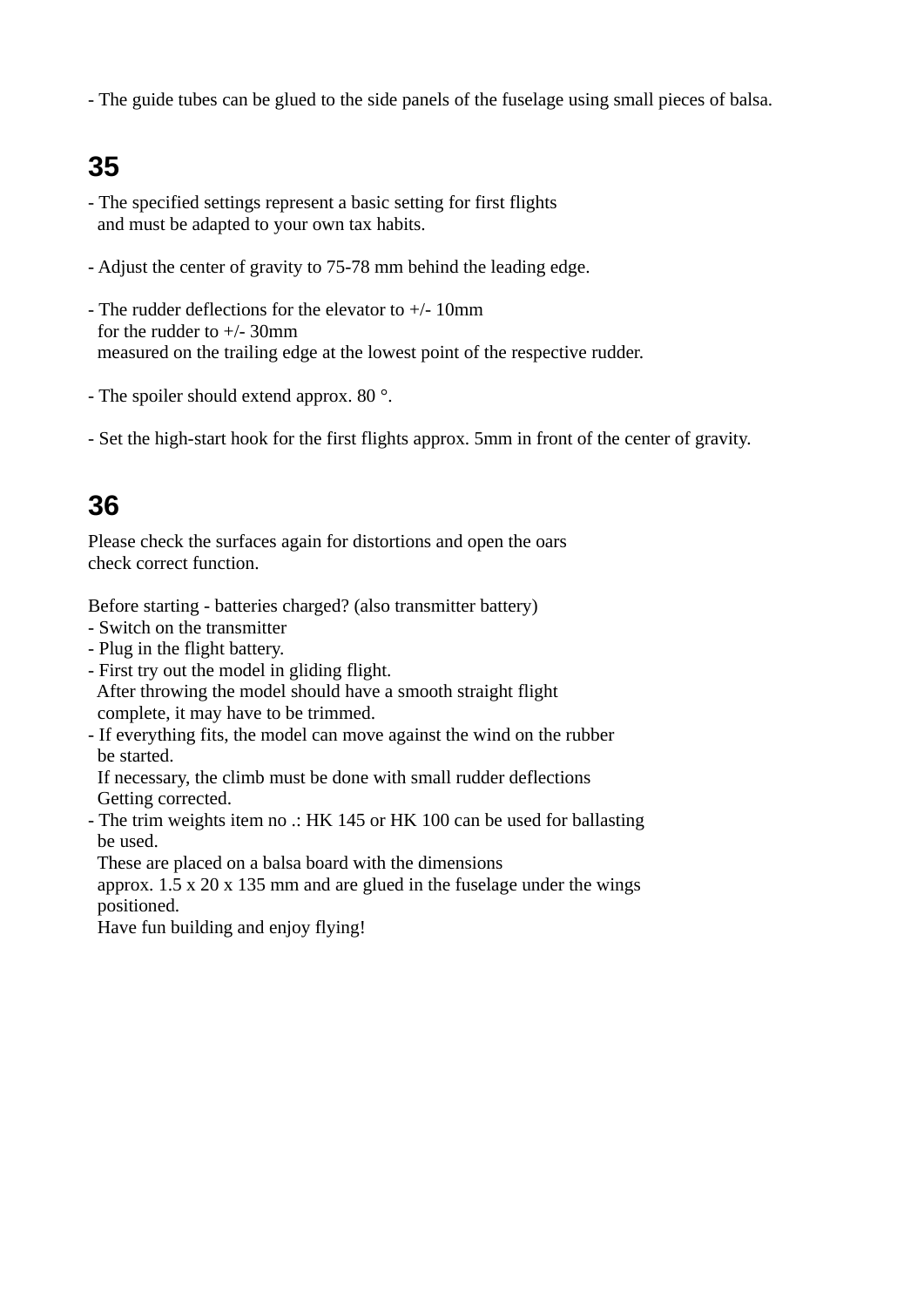- The guide tubes can be glued to the side panels of the fuselage using small pieces of balsa.

## 35

- The specified settings represent a basic setting for first flights
  and must be adapted to your own tax habits.

- Adjust the center of gravity to 75-78 mm behind the leading edge.

- The rudder deflections for the elevator to +/- 10mm
  for the rudder to +/- 30mm
  measured on the trailing edge at the lowest point of the respective rudder.

- The spoiler should extend approx. 80 °.

- Set the high-start hook for the first flights approx. 5mm in front of the center of gravity.

## 36

Please check the surfaces again for distortions and open the oars
check correct function.

Before starting - batteries charged? (also transmitter battery)
- Switch on the transmitter
- Plug in the flight battery.
- First try out the model in gliding flight.
  After throwing the model should have a smooth straight flight
  complete, it may have to be trimmed.
- If everything fits, the model can move against the wind on the rubber
  be started.
  If necessary, the climb must be done with small rudder deflections
  Getting corrected.
- The trim weights item no .: HK 145 or HK 100 can be used for ballasting
  be used.
  These are placed on a balsa board with the dimensions
  approx. 1.5 x 20 x 135 mm and are glued in the fuselage under the wings
  positioned.
  Have fun building and enjoy flying!